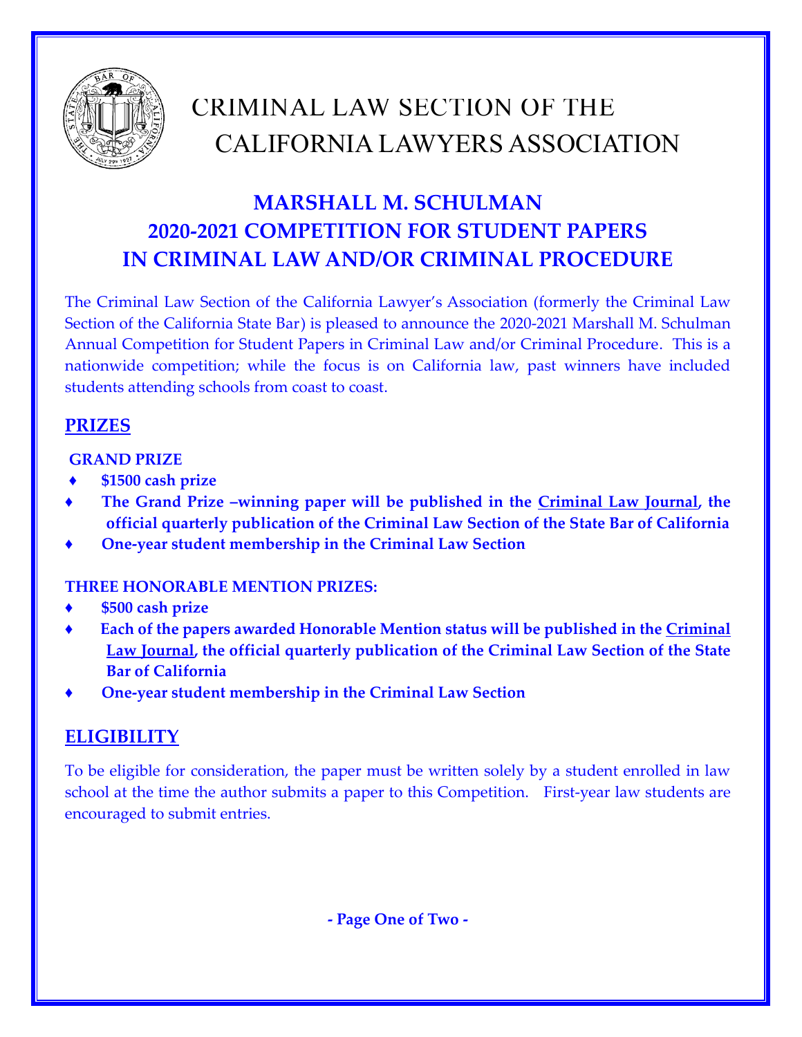# CRIMINAL LAW SECTION OF THE CALIFORNIA LAWYERS ASSOCIATION

## MARSHALL M. SCHULMAN 2020-2021 COMPETITION FOR STUDENT PAPERS IN CRIMINAL LAW AND/OR CRIMINAL PROCEDURE

The Criminal Law Section of the California Lawyer's Association (formerly the Criminal Law Section of the California State Bar) is pleased to announce the 2020-2021 Marshall M. Schulman Annual Competition for Student Papers in Criminal Law and/or Criminal Procedure. This is a nationwide competition; while the focus is on California law, past winners have included students attending schools from coast to coast.

## PRIZES

**GRAND PRIZE**

- **$1500 cash prize**
- **The Grand Prize –winning paper will be published in the Criminal Law Journal, the official quarterly publication of the Criminal Law Section of the State Bar of California**
- **One-year student membership in the Criminal Law Section**

**THREE HONORABLE MENTION PRIZES:**

- **$500 cash prize**
- **Each of the papers awarded Honorable Mention status will be published in the Criminal Law Journal, the official quarterly publication of the Criminal Law Section of the State Bar of California**
- **One-year student membership in the Criminal Law Section**

## ELIGIBILITY

To be eligible for consideration, the paper must be written solely by a student enrolled in law school at the time the author submits a paper to this Competition. First-year law students are encouraged to submit entries.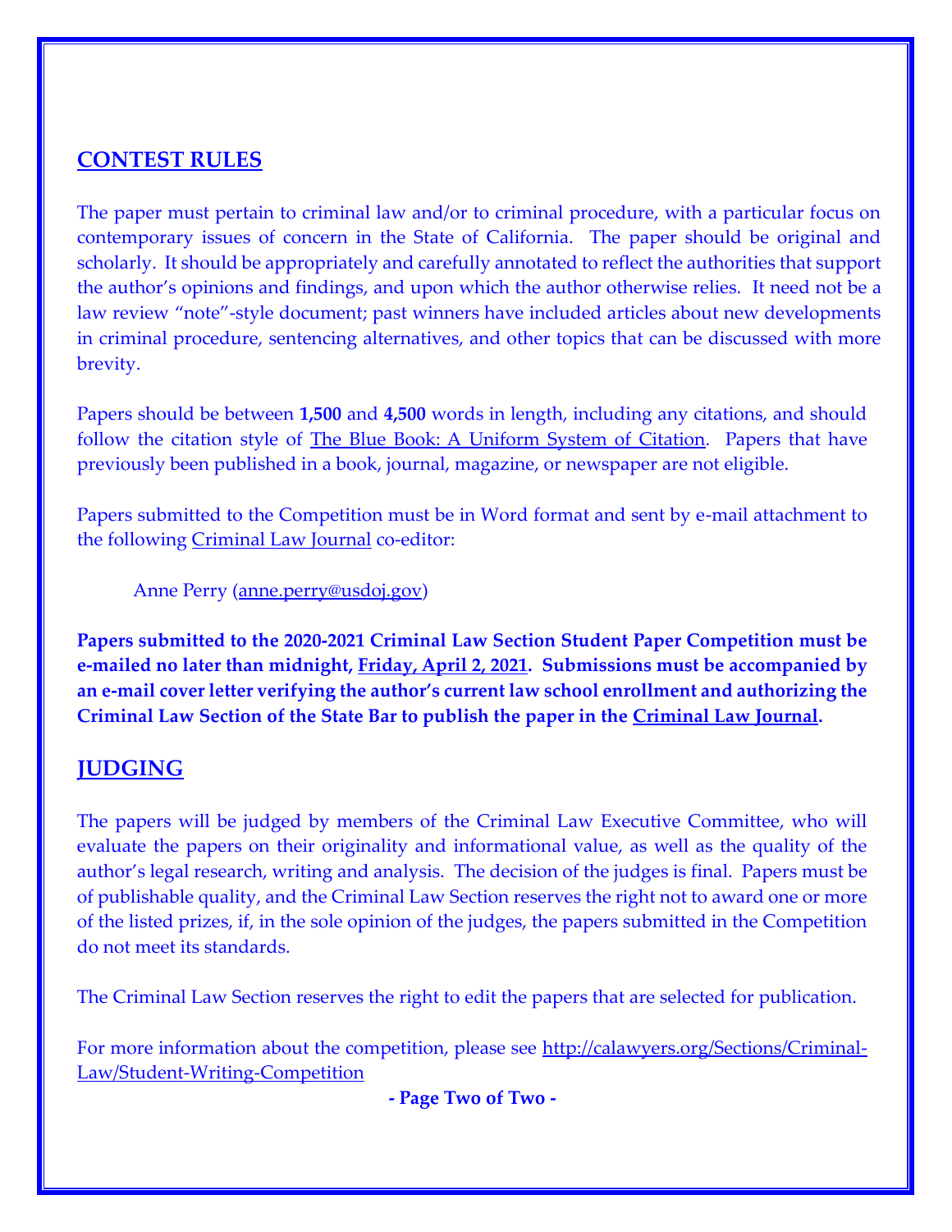## CONTEST RULES

The paper must pertain to criminal law and/or to criminal procedure, with a particular focus on contemporary issues of concern in the State of California. The paper should be original and scholarly. It should be appropriately and carefully annotated to reflect the authorities that support the author's opinions and findings, and upon which the author otherwise relies. It need not be a law review "note"-style document; past winners have included articles about new developments in criminal procedure, sentencing alternatives, and other topics that can be discussed with more brevity.

Papers should be between **1,500** and **4,500** words in length, including any citations, and should follow the citation style of The Blue Book: A Uniform System of Citation. Papers that have previously been published in a book, journal, magazine, or newspaper are not eligible.

Papers submitted to the Competition must be in Word format and sent by e-mail attachment to the following Criminal Law Journal co-editor:

Anne Perry (anne.perry@usdoj.gov)

**Papers submitted to the 2020-2021 Criminal Law Section Student Paper Competition must be e-mailed no later than midnight, Friday, April 2, 2021. Submissions must be accompanied by an e-mail cover letter verifying the author's current law school enrollment and authorizing the Criminal Law Section of the State Bar to publish the paper in the Criminal Law Journal.**

## JUDGING

The papers will be judged by members of the Criminal Law Executive Committee, who will evaluate the papers on their originality and informational value, as well as the quality of the author's legal research, writing and analysis. The decision of the judges is final. Papers must be of publishable quality, and the Criminal Law Section reserves the right not to award one or more of the listed prizes, if, in the sole opinion of the judges, the papers submitted in the Competition do not meet its standards.

The Criminal Law Section reserves the right to edit the papers that are selected for publication.

For more information about the competition, please see http://calawyers.org/Sections/Criminal-Law/Student-Writing-Competition